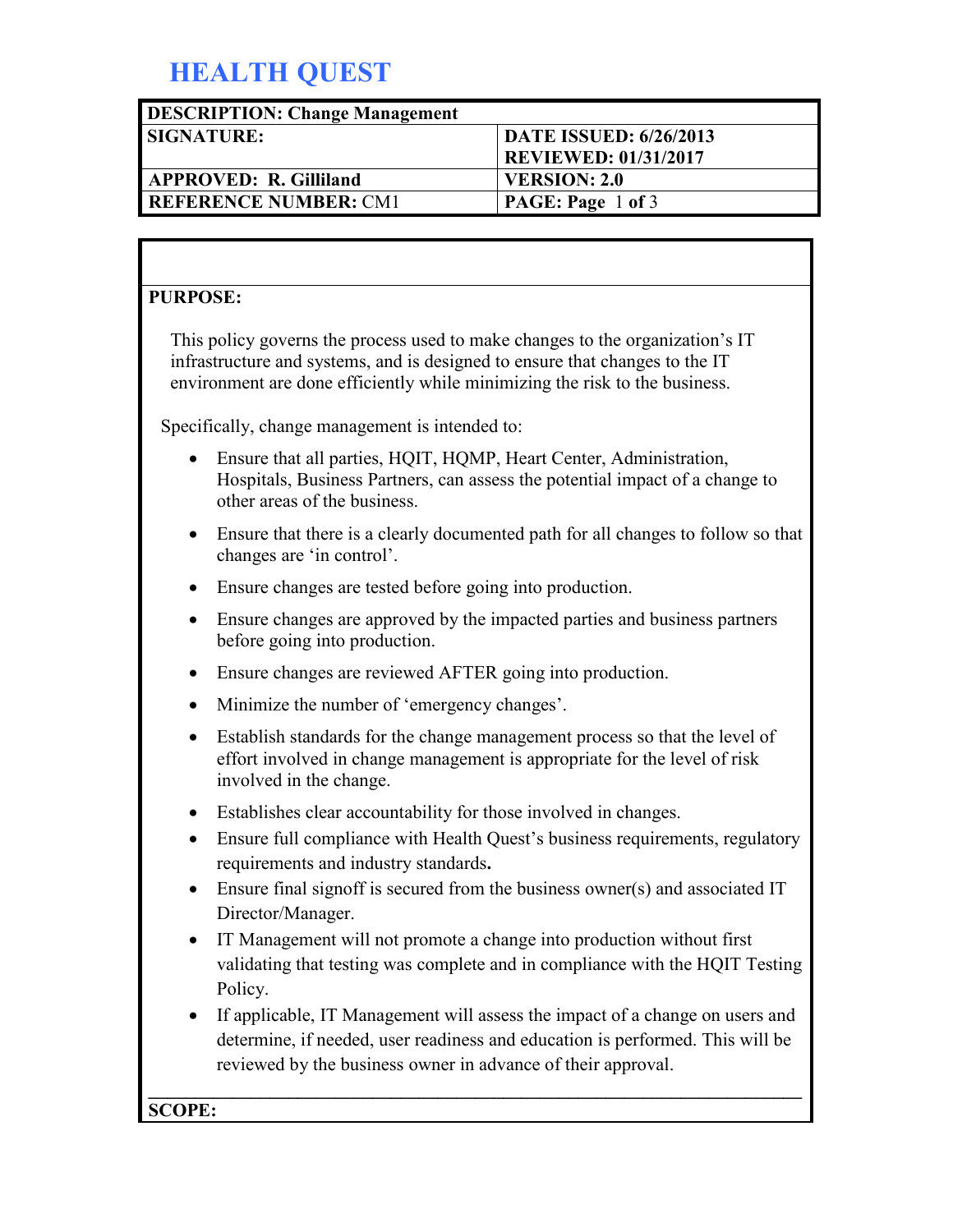# HEALTH QUEST

| DESCRIPTION: Change Management | |
|---|---|
| SIGNATURE: | DATE ISSUED: 6/26/2013<br>REVIEWED: 01/31/2017 |
| APPROVED: R. Gilliland | VERSION: 2.0 |
| REFERENCE NUMBER: CM1 | PAGE: Page 1 of 3 |

**PURPOSE:**

This policy governs the process used to make changes to the organization's IT infrastructure and systems, and is designed to ensure that changes to the IT environment are done efficiently while minimizing the risk to the business.

Specifically, change management is intended to:

- Ensure that all parties, HQIT, HQMP, Heart Center, Administration, Hospitals, Business Partners, can assess the potential impact of a change to other areas of the business.
- Ensure that there is a clearly documented path for all changes to follow so that changes are 'in control'.
- Ensure changes are tested before going into production.
- Ensure changes are approved by the impacted parties and business partners before going into production.
- Ensure changes are reviewed AFTER going into production.
- Minimize the number of 'emergency changes'.
- Establish standards for the change management process so that the level of effort involved in change management is appropriate for the level of risk involved in the change.
- Establishes clear accountability for those involved in changes.
- Ensure full compliance with Health Quest's business requirements, regulatory requirements and industry standards**.**
- Ensure final signoff is secured from the business owner(s) and associated IT Director/Manager.
- IT Management will not promote a change into production without first validating that testing was complete and in compliance with the HQIT Testing Policy.
- If applicable, IT Management will assess the impact of a change on users and determine, if needed, user readiness and education is performed. This will be reviewed by the business owner in advance of their approval.

**SCOPE:**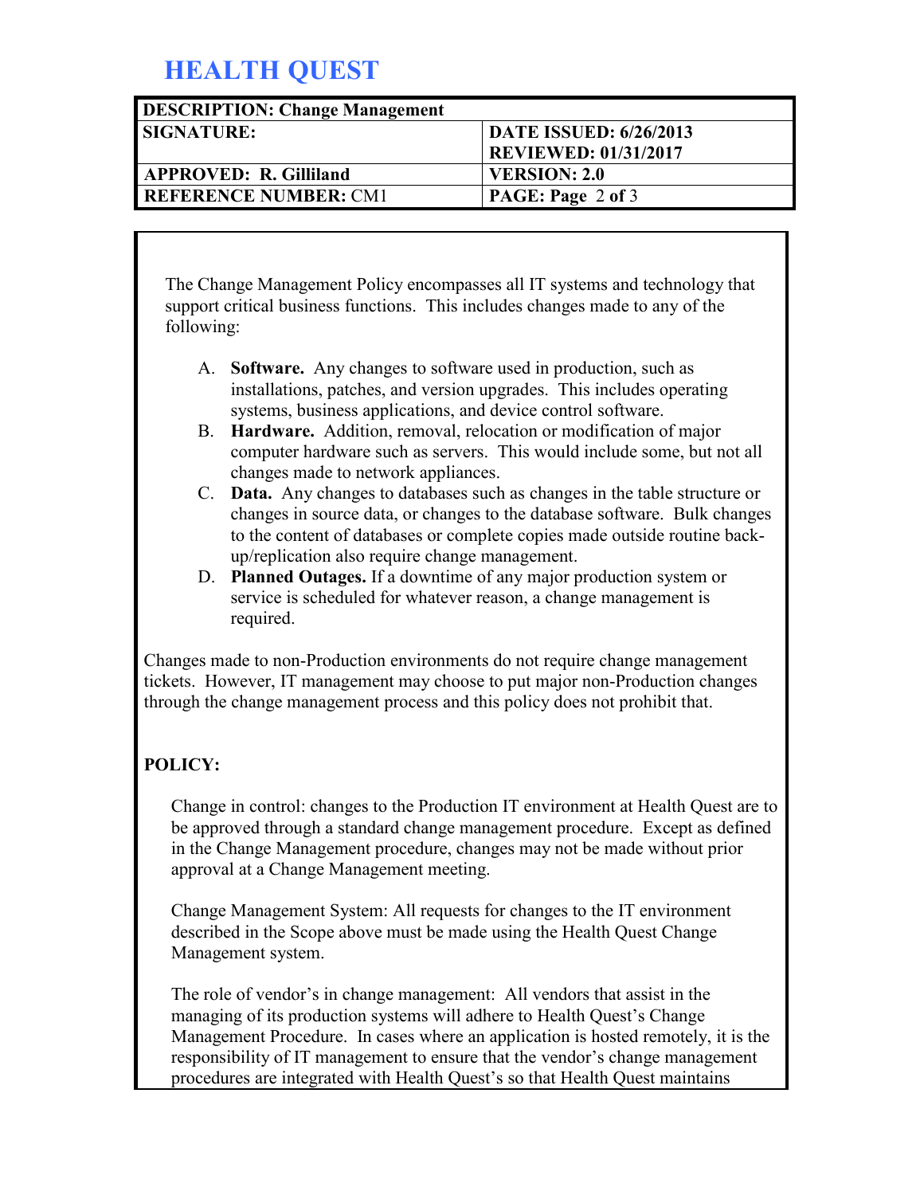# HEALTH QUEST

| DESCRIPTION: Change Management | |
|---|---|
| SIGNATURE: | DATE ISSUED: 6/26/2013<br>REVIEWED: 01/31/2017 |
| APPROVED: R. Gilliland | VERSION: 2.0 |
| REFERENCE NUMBER: CM1 | PAGE: Page 2 of 3 |

The Change Management Policy encompasses all IT systems and technology that support critical business functions. This includes changes made to any of the following:

A. **Software.** Any changes to software used in production, such as installations, patches, and version upgrades. This includes operating systems, business applications, and device control software.
B. **Hardware.** Addition, removal, relocation or modification of major computer hardware such as servers. This would include some, but not all changes made to network appliances.
C. **Data.** Any changes to databases such as changes in the table structure or changes in source data, or changes to the database software. Bulk changes to the content of databases or complete copies made outside routine back-up/replication also require change management.
D. **Planned Outages.** If a downtime of any major production system or service is scheduled for whatever reason, a change management is required.

Changes made to non-Production environments do not require change management tickets. However, IT management may choose to put major non-Production changes through the change management process and this policy does not prohibit that.

**POLICY:**

Change in control: changes to the Production IT environment at Health Quest are to be approved through a standard change management procedure. Except as defined in the Change Management procedure, changes may not be made without prior approval at a Change Management meeting.

Change Management System: All requests for changes to the IT environment described in the Scope above must be made using the Health Quest Change Management system.

The role of vendor's in change management: All vendors that assist in the managing of its production systems will adhere to Health Quest's Change Management Procedure. In cases where an application is hosted remotely, it is the responsibility of IT management to ensure that the vendor's change management procedures are integrated with Health Quest's so that Health Quest maintains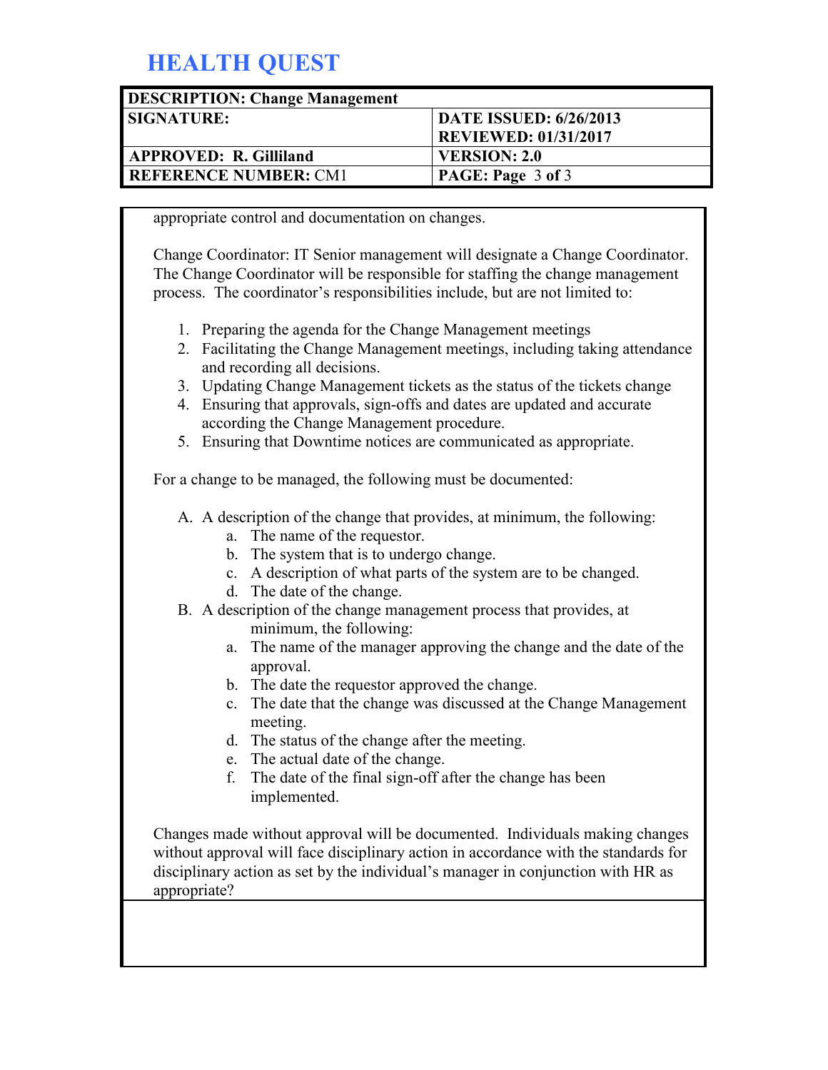appropriate control and documentation on changes.

Change Coordinator: IT Senior management will designate a Change Coordinator. The Change Coordinator will be responsible for staffing the change management process. The coordinator's responsibilities include, but are not limited to:

1. Preparing the agenda for the Change Management meetings
2. Facilitating the Change Management meetings, including taking attendance and recording all decisions.
3. Updating Change Management tickets as the status of the tickets change
4. Ensuring that approvals, sign-offs and dates are updated and accurate according the Change Management procedure.
5. Ensuring that Downtime notices are communicated as appropriate.

For a change to be managed, the following must be documented:

A. A description of the change that provides, at minimum, the following:
   a. The name of the requestor.
   b. The system that is to undergo change.
   c. A description of what parts of the system are to be changed.
   d. The date of the change.
B. A description of the change management process that provides, at minimum, the following:
   a. The name of the manager approving the change and the date of the approval.
   b. The date the requestor approved the change.
   c. The date that the change was discussed at the Change Management meeting.
   d. The status of the change after the meeting.
   e. The actual date of the change.
   f. The date of the final sign-off after the change has been implemented.

Changes made without approval will be documented. Individuals making changes without approval will face disciplinary action in accordance with the standards for disciplinary action as set by the individual's manager in conjunction with HR as appropriate?